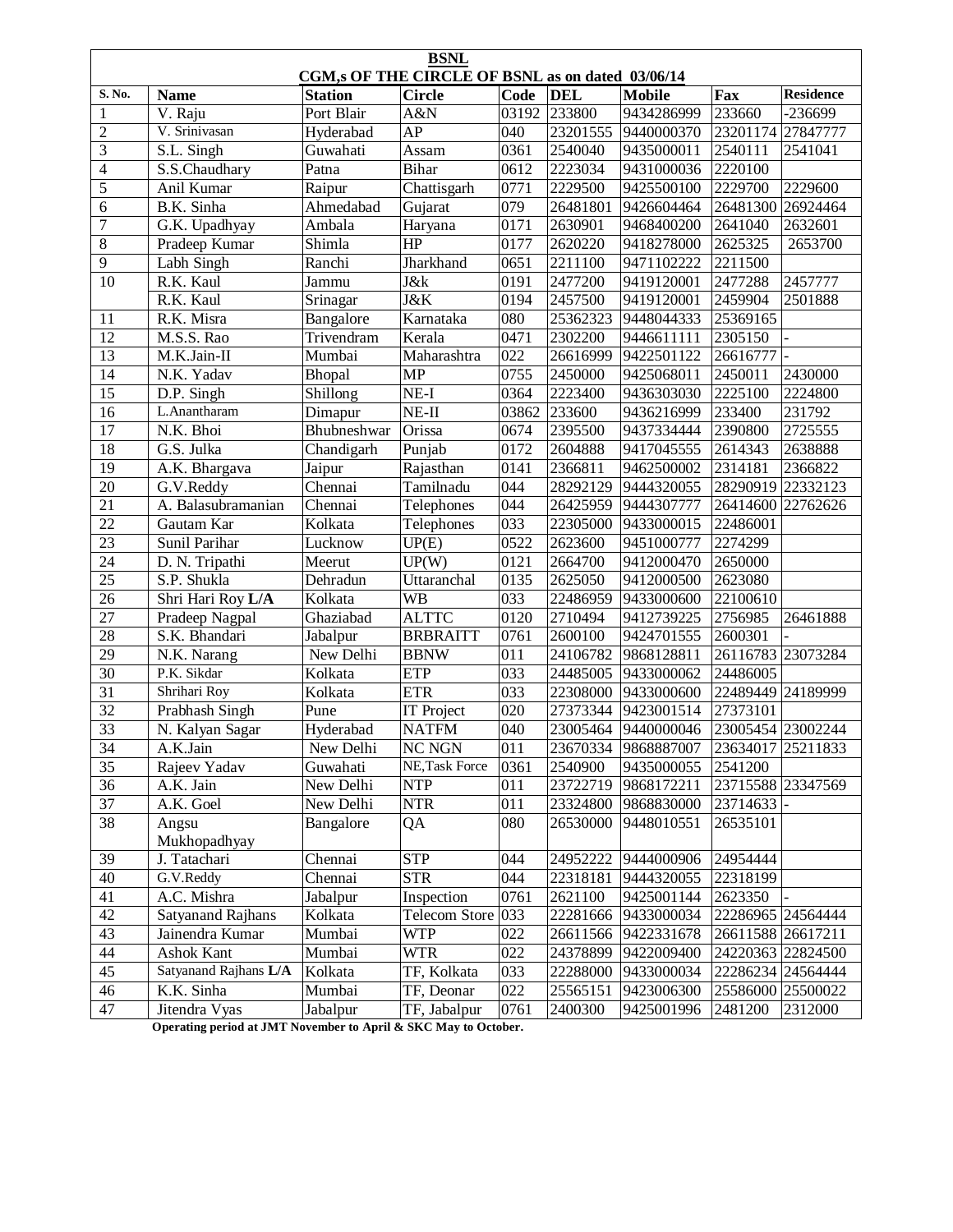# BSNL

## CGM,s OF THE CIRCLE OF BSNL as on dated 03/06/14

| S. No. | Name | Station | Circle | Code | DEL | Mobile | Fax | Residence |
|---|---|---|---|---|---|---|---|---|
| 1 | V. Raju | Port Blair | A&N | 03192 | 233800 | 9434286999 | 233660 | -236699 |
| 2 | V. Srinivasan | Hyderabad | AP | 040 | 23201555 | 9440000370 | 23201174 | 27847777 |
| 3 | S.L. Singh | Guwahati | Assam | 0361 | 2540040 | 9435000011 | 2540111 | 2541041 |
| 4 | S.S.Chaudhary | Patna | Bihar | 0612 | 2223034 | 9431000036 | 2220100 | |
| 5 | Anil Kumar | Raipur | Chattisgarh | 0771 | 2229500 | 9425500100 | 2229700 | 2229600 |
| 6 | B.K. Sinha | Ahmedabad | Gujarat | 079 | 26481801 | 9426604464 | 26481300 | 26924464 |
| 7 | G.K. Upadhyay | Ambala | Haryana | 0171 | 2630901 | 9468400200 | 2641040 | 2632601 |
| 8 | Pradeep Kumar | Shimla | HP | 0177 | 2620220 | 9418278000 | 2625325 | 2653700 |
| 9 | Labh Singh | Ranchi | Jharkhand | 0651 | 2211100 | 9471102222 | 2211500 | |
| 10 | R.K. Kaul | Jammu | J&k | 0191 | 2477200 | 9419120001 | 2477288 | 2457777 |
| | R.K. Kaul | Srinagar | J&K | 0194 | 2457500 | 9419120001 | 2459904 | 2501888 |
| 11 | R.K. Misra | Bangalore | Karnataka | 080 | 25362323 | 9448044333 | 25369165 | |
| 12 | M.S.S. Rao | Trivendram | Kerala | 0471 | 2302200 | 9446611111 | 2305150 | - |
| 13 | M.K.Jain-II | Mumbai | Maharashtra | 022 | 26616999 | 9422501122 | 26616777 | - |
| 14 | N.K. Yadav | Bhopal | MP | 0755 | 2450000 | 9425068011 | 2450011 | 2430000 |
| 15 | D.P. Singh | Shillong | NE-I | 0364 | 2223400 | 9436303030 | 2225100 | 2224800 |
| 16 | L.Anantharam | Dimapur | NE-II | 03862 | 233600 | 9436216999 | 233400 | 231792 |
| 17 | N.K. Bhoi | Bhubneshwar | Orissa | 0674 | 2395500 | 9437334444 | 2390800 | 2725555 |
| 18 | G.S. Julka | Chandigarh | Punjab | 0172 | 2604888 | 9417045555 | 2614343 | 2638888 |
| 19 | A.K. Bhargava | Jaipur | Rajasthan | 0141 | 2366811 | 9462500002 | 2314181 | 2366822 |
| 20 | G.V.Reddy | Chennai | Tamilnadu | 044 | 28292129 | 9444320055 | 28290919 | 22332123 |
| 21 | A. Balasubramanian | Chennai | Telephones | 044 | 26425959 | 9444307777 | 26414600 | 22762626 |
| 22 | Gautam Kar | Kolkata | Telephones | 033 | 22305000 | 9433000015 | 22486001 | |
| 23 | Sunil Parihar | Lucknow | UP(E) | 0522 | 2623600 | 9451000777 | 2274299 | |
| 24 | D. N. Tripathi | Meerut | UP(W) | 0121 | 2664700 | 9412000470 | 2650000 | |
| 25 | S.P. Shukla | Dehradun | Uttaranchal | 0135 | 2625050 | 9412000500 | 2623080 | |
| 26 | Shri Hari Roy **L/A** | Kolkata | WB | 033 | 22486959 | 9433000600 | 22100610 | |
| 27 | Pradeep Nagpal | Ghaziabad | ALTTC | 0120 | 2710494 | 9412739225 | 2756985 | 26461888 |
| 28 | S.K. Bhandari | Jabalpur | BRBRAITT | 0761 | 2600100 | 9424701555 | 2600301 | - |
| 29 | N.K. Narang | New Delhi | BBNW | 011 | 24106782 | 9868128811 | 26116783 | 23073284 |
| 30 | P.K. Sikdar | Kolkata | ETP | 033 | 24485005 | 9433000062 | 24486005 | |
| 31 | Shrihari Roy | Kolkata | ETR | 033 | 22308000 | 9433000600 | 22489449 | 24189999 |
| 32 | Prabhash Singh | Pune | IT Project | 020 | 27373344 | 9423001514 | 27373101 | |
| 33 | N. Kalyan Sagar | Hyderabad | NATFM | 040 | 23005464 | 9440000046 | 23005454 | 23002244 |
| 34 | A.K.Jain | New Delhi | NC NGN | 011 | 23670334 | 9868887007 | 23634017 | 25211833 |
| 35 | Rajeev Yadav | Guwahati | NE,Task Force | 0361 | 2540900 | 9435000055 | 2541200 | |
| 36 | A.K. Jain | New Delhi | NTP | 011 | 23722719 | 9868172211 | 23715588 | 23347569 |
| 37 | A.K. Goel | New Delhi | NTR | 011 | 23324800 | 9868830000 | 23714633 | - |
| 38 | Angsu Mukhopadhyay | Bangalore | QA | 080 | 26530000 | 9448010551 | 26535101 | |
| 39 | J. Tatachari | Chennai | STP | 044 | 24952222 | 9444000906 | 24954444 | |
| 40 | G.V.Reddy | Chennai | STR | 044 | 22318181 | 9444320055 | 22318199 | |
| 41 | A.C. Mishra | Jabalpur | Inspection | 0761 | 2621100 | 9425001144 | 2623350 | - |
| 42 | Satyanand Rajhans | Kolkata | Telecom Store | 033 | 22281666 | 9433000034 | 22286965 | 24564444 |
| 43 | Jainendra Kumar | Mumbai | WTP | 022 | 26611566 | 9422331678 | 26611588 | 26617211 |
| 44 | Ashok Kant | Mumbai | WTR | 022 | 24378899 | 9422009400 | 24220363 | 22824500 |
| 45 | Satyanand Rajhans **L/A** | Kolkata | TF, Kolkata | 033 | 22288000 | 9433000034 | 22286234 | 24564444 |
| 46 | K.K. Sinha | Mumbai | TF, Deonar | 022 | 25565151 | 9423006300 | 25586000 | 25500022 |
| 47 | Jitendra Vyas | Jabalpur | TF, Jabalpur | 0761 | 2400300 | 9425001996 | 2481200 | 2312000 |

**Operating period at JMT November to April & SKC May to October.**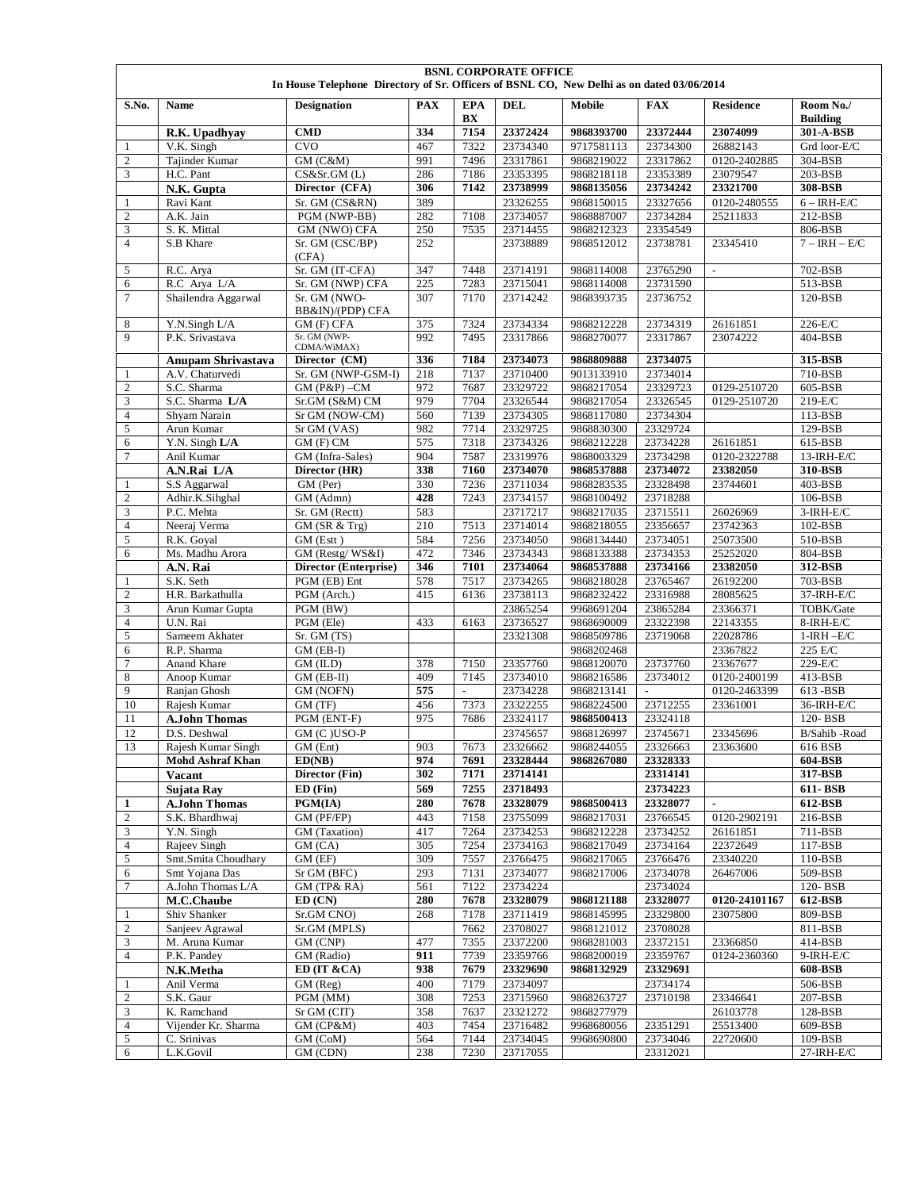**BSNL CORPORATE OFFICE**
**In House Telephone Directory of Sr. Officers of BSNL CO, New Delhi as on dated 03/06/2014**

| S.No. | Name | Designation | PAX | EPABX | DEL | Mobile | FAX | Residence | Room No./ Building |
|---|---|---|---|---|---|---|---|---|---|
| | **R.K. Upadhyay** | **CMD** | **334** | **7154** | **23372424** | **9868393700** | **23372444** | **23074099** | **301-A-BSB** |
| 1 | V.K. Singh | CVO | 467 | 7322 | 23734340 | 9717581113 | 23734300 | 26882143 | Grd loor-E/C |
| 2 | Tajinder Kumar | GM (C&M) | 991 | 7496 | 23317861 | 9868219022 | 23317862 | 0120-2402885 | 304-BSB |
| 3 | H.C. Pant | CS&Sr.GM (L) | 286 | 7186 | 23353395 | 9868218118 | 23353389 | 23079547 | 203-BSB |
| | **N.K. Gupta** | **Director (CFA)** | **306** | **7142** | **23738999** | **9868135056** | **23734242** | **23321700** | **308-BSB** |
| 1 | Ravi Kant | Sr. GM (CS&RN) | 389 | | 23326255 | 9868150015 | 23327656 | 0120-2480555 | 6 – IRH-E/C |
| 2 | A.K. Jain | PGM (NWP-BB) | 282 | 7108 | 23734057 | 9868887007 | 23734284 | 25211833 | 212-BSB |
| 3 | S. K. Mittal | GM (NWO) CFA | 250 | 7535 | 23714455 | 9868212323 | 23354549 | | 806-BSB |
| 4 | S.B Khare | Sr. GM (CSC/BP) (CFA) | 252 | | 23738889 | 9868512012 | 23738781 | 23345410 | 7 – IRH – E/C |
| 5 | R.C. Arya | Sr. GM (IT-CFA) | 347 | 7448 | 23714191 | 9868114008 | 23765290 | - | 702-BSB |
| 6 | R.C Arya L/A | Sr. GM (NWP) CFA | 225 | 7283 | 23715041 | 9868114008 | 23731590 | | 513-BSB |
| 7 | Shailendra Aggarwal | Sr. GM (NWO-BB&IN)/(PDP) CFA | 307 | 7170 | 23714242 | 9868393735 | 23736752 | | 120-BSB |
| 8 | Y.N.Singh L/A | GM (F) CFA | 375 | 7324 | 23734334 | 9868212228 | 23734319 | 26161851 | 226-E/C |
| 9 | P.K. Srivastava | Sr. GM (NWP-CDMA/WiMAX) | 992 | 7495 | 23317866 | 9868270077 | 23317867 | 23074222 | 404-BSB |
| | **Anupam Shrivastava** | **Director (CM)** | **336** | **7184** | **23734073** | **9868809888** | **23734075** | | **315-BSB** |
| 1 | A.V. Chaturvedi | Sr. GM (NWP-GSM-I) | 218 | 7137 | 23710400 | 9013133910 | 23734014 | | 710-BSB |
| 2 | S.C. Sharma | GM (P&P) –CM | 972 | 7687 | 23329722 | 9868217054 | 23329723 | 0129-2510720 | 605-BSB |
| 3 | S.C. Sharma **L/A** | Sr.GM (S&M) CM | 979 | 7704 | 23326544 | 9868217054 | 23326545 | 0129-2510720 | 219-E/C |
| 4 | Shyam Narain | Sr GM (NOW-CM) | 560 | 7139 | 23734305 | 9868117080 | 23734304 | | 113-BSB |
| 5 | Arun Kumar | Sr GM (VAS) | 982 | 7714 | 23329725 | 9868830300 | 23329724 | | 129-BSB |
| 6 | Y.N. Singh **L/A** | GM (F) CM | 575 | 7318 | 23734326 | 9868212228 | 23734228 | 26161851 | 615-BSB |
| 7 | Anil Kumar | GM (Infra-Sales) | 904 | 7587 | 23319976 | 9868003329 | 23734298 | 0120-2322788 | 13-IRH-E/C |
| | **A.N.Rai L/A** | **Director (HR)** | **338** | **7160** | **23734070** | **9868537888** | **23734072** | **23382050** | **310-BSB** |
| 1 | S.S Aggarwal | GM (Per) | 330 | 7236 | 23711034 | 9868283535 | 23328498 | 23744601 | 403-BSB |
| 2 | Adhir.K.Sihghal | GM (Admn) | **428** | 7243 | 23734157 | 9868100492 | 23718288 | | 106-BSB |
| 3 | P.C. Mehta | Sr. GM (Rectt) | 583 | | 23717217 | 9868217035 | 23715511 | 26026969 | 3-IRH-E/C |
| 4 | Neeraj Verma | GM (SR & Trg) | 210 | 7513 | 23714014 | 9868218055 | 23356657 | 23742363 | 102-BSB |
| 5 | R.K. Goyal | GM (Estt ) | 584 | 7256 | 23734050 | 9868134440 | 23734051 | 25073500 | 510-BSB |
| 6 | Ms. Madhu Arora | GM (Restg/ WS&I) | 472 | 7346 | 23734343 | 9868133388 | 23734353 | 25252020 | 804-BSB |
| | **A.N. Rai** | **Director (Enterprise)** | **346** | **7101** | **23734064** | **9868537888** | **23734166** | **23382050** | **312-BSB** |
| 1 | S.K. Seth | PGM (EB) Ent | 578 | 7517 | 23734265 | 9868218028 | 23765467 | 26192200 | 703-BSB |
| 2 | H.R. Barkathulla | PGM (Arch.) | 415 | 6136 | 23738113 | 9868232422 | 23316988 | 28085625 | 37-IRH-E/C |
| 3 | Arun Kumar Gupta | PGM (BW) | | | 23865254 | 9968691204 | 23865284 | 23366371 | TOBK/Gate |
| 4 | U.N. Rai | PGM (Ele) | 433 | 6163 | 23736527 | 9868690009 | 23322398 | 22143355 | 8-IRH-E/C |
| 5 | Sameem Akhater | Sr. GM (TS) | | | 23321308 | 9868509786 | 23719068 | 22028786 | 1-IRH –E/C |
| 6 | R.P. Sharma | GM (EB-I) | | | | 9868202468 | | 23367822 | 225 E/C |
| 7 | Anand Khare | GM (ILD) | 378 | 7150 | 23357760 | 9868120070 | 23737760 | 23367677 | 229-E/C |
| 8 | Anoop Kumar | GM (EB-II) | 409 | 7145 | 23734010 | 9868216586 | 23734012 | 0120-2400199 | 413-BSB |
| 9 | Ranjan Ghosh | GM (NOFN) | **575** | - | 23734228 | 9868213141 | - | 0120-2463399 | 613 -BSB |
| 10 | Rajesh Kumar | GM (TF) | 456 | 7373 | 23322255 | 9868224500 | 23712255 | 23361001 | 36-IRH-E/C |
| 11 | **A.John Thomas** | PGM (ENT-F) | 975 | 7686 | 23324117 | **9868500413** | 23324118 | | 120- BSB |
| 12 | D.S. Deshwal | GM (C )USO-P | | | 23745657 | 9868126997 | 23745671 | 23345696 | B/Sahib -Road |
| 13 | Rajesh Kumar Singh | GM (Ent) | 903 | 7673 | 23326662 | 9868244055 | 23326663 | 23363600 | 616 BSB |
| | **Mohd Ashraf Khan** | **ED(NB)** | **974** | **7691** | **23328444** | **9868267080** | **23328333** | | **604-BSB** |
| | **Vacant** | **Director (Fin)** | **302** | **7171** | **23714141** | | **23314141** | | **317-BSB** |
| | **Sujata Ray** | **ED (Fin)** | **569** | **7255** | **23718493** | | **23734223** | | **611- BSB** |
| **1** | **A.John Thomas** | **PGM(IA)** | **280** | **7678** | **23328079** | **9868500413** | **23328077** | **-** | **612-BSB** |
| 2 | S.K. Bhardhwaj | GM (PF/FP) | 443 | 7158 | 23755099 | 9868217031 | 23766545 | 0120-2902191 | 216-BSB |
| 3 | Y.N. Singh | GM (Taxation) | 417 | 7264 | 23734253 | 9868212228 | 23734252 | 26161851 | 711-BSB |
| 4 | Rajeev Singh | GM (CA) | 305 | 7254 | 23734163 | 9868217049 | 23734164 | 22372649 | 117-BSB |
| 5 | Smt.Smita Choudhary | GM (EF) | 309 | 7557 | 23766475 | 9868217065 | 23766476 | 23340220 | 110-BSB |
| 6 | Smt Yojana Das | Sr GM (BFC) | 293 | 7131 | 23734077 | 9868217006 | 23734078 | 26467006 | 509-BSB |
| 7 | A.John Thomas L/A | GM (TP& RA) | 561 | 7122 | 23734224 | | 23734024 | | 120- BSB |
| | **M.C.Chaube** | **ED (CN)** | **280** | **7678** | **23328079** | **9868121188** | **23328077** | **0120-24101167** | **612-BSB** |
| 1 | Shiv Shanker | Sr.GM CNO) | 268 | 7178 | 23711419 | 9868145995 | 23329800 | 23075800 | 809-BSB |
| 2 | Sanjeev Agrawal | Sr.GM (MPLS) | | 7662 | 23708027 | 9868121012 | 23708028 | | 811-BSB |
| 3 | M. Aruna Kumar | GM (CNP) | 477 | 7355 | 23372200 | 9868281003 | 23372151 | 23366850 | 414-BSB |
| 4 | P.K. Pandey | GM (Radio) | **911** | 7739 | 23359766 | 9868200019 | 23359767 | 0124-2360360 | 9-IRH-E/C |
| | **N.K.Metha** | **ED (IT &CA)** | **938** | **7679** | **23329690** | **9868132929** | **23329691** | | **608-BSB** |
| 1 | Anil Verma | GM (Reg) | 400 | 7179 | 23734097 | | 23734174 | | 506-BSB |
| 2 | S.K. Gaur | PGM (MM) | 308 | 7253 | 23715960 | 9868263727 | 23710198 | 23346641 | 207-BSB |
| 3 | K. Ramchand | Sr GM (CIT) | 358 | 7637 | 23321272 | 9868277979 | | 26103778 | 128-BSB |
| 4 | Vijender Kr. Sharma | GM (CP&M) | 403 | 7454 | 23716482 | 9968680056 | 23351291 | 25513400 | 609-BSB |
| 5 | C. Srinivas | GM (CoM) | 564 | 7144 | 23734045 | 9968690800 | 23734046 | 22720600 | 109-BSB |
| 6 | L.K.Govil | GM (CDN) | 238 | 7230 | 23717055 | | 23312021 | | 27-IRH-E/C |